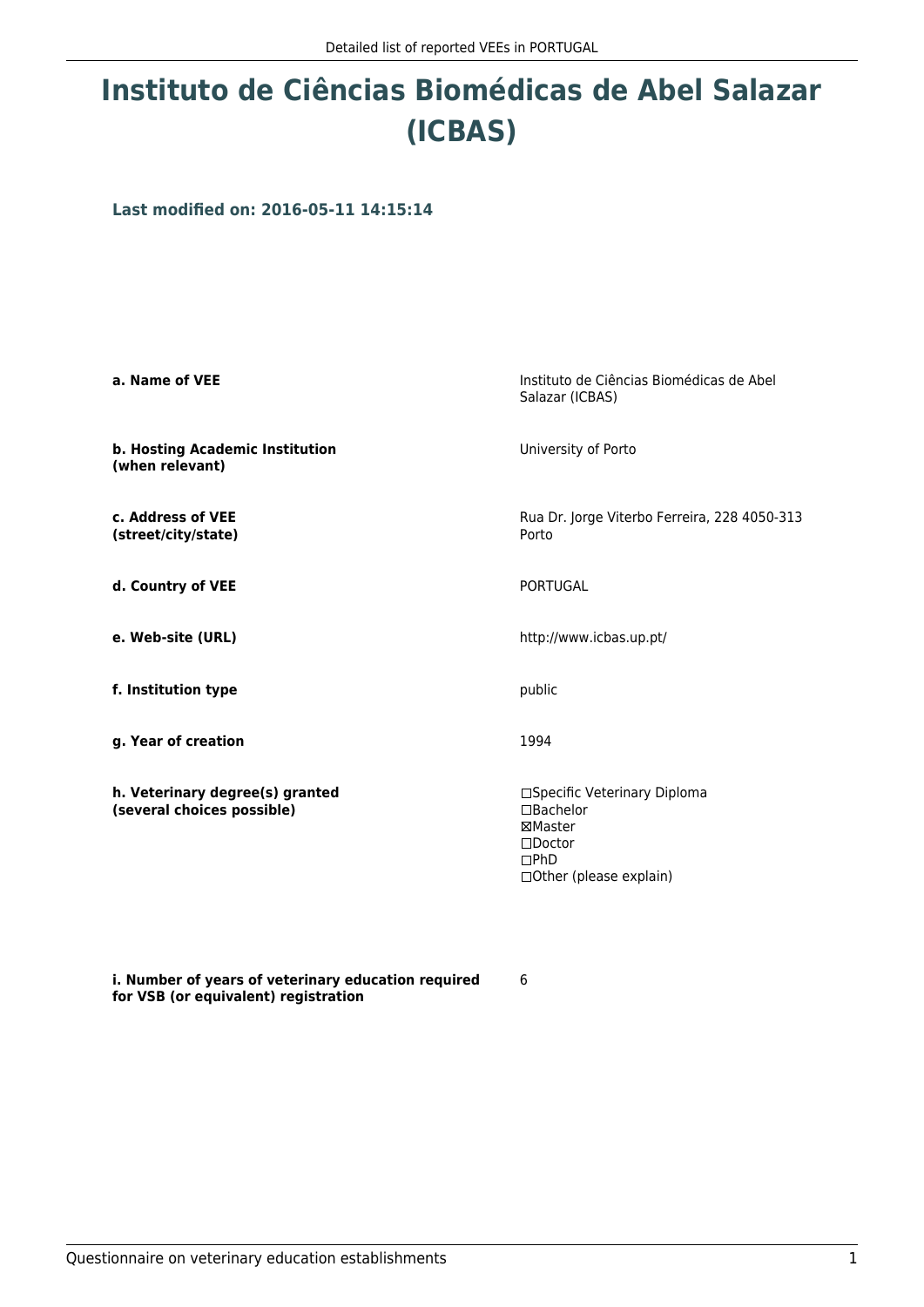# Instituto de Ciências Biomédicas de Abel Salazar (ICBAS)

### Last modified on: 2016-05-11 14:15:14

| | |
|---|---|
| **a. Name of VEE** | Instituto de Ciências Biomédicas de Abel Salazar (ICBAS) |
| **b. Hosting Academic Institution (when relevant)** | University of Porto |
| **c. Address of VEE (street/city/state)** | Rua Dr. Jorge Viterbo Ferreira, 228 4050-313 Porto |
| **d. Country of VEE** | PORTUGAL |
| **e. Web-site (URL)** | http://www.icbas.up.pt/ |
| **f. Institution type** | public |
| **g. Year of creation** | 1994 |
| **h. Veterinary degree(s) granted (several choices possible)** | ☐Specific Veterinary Diploma<br>☐Bachelor<br>☒Master<br>☐Doctor<br>☐PhD<br>☐Other (please explain) |
| **i. Number of years of veterinary education required for VSB (or equivalent) registration** | 6 |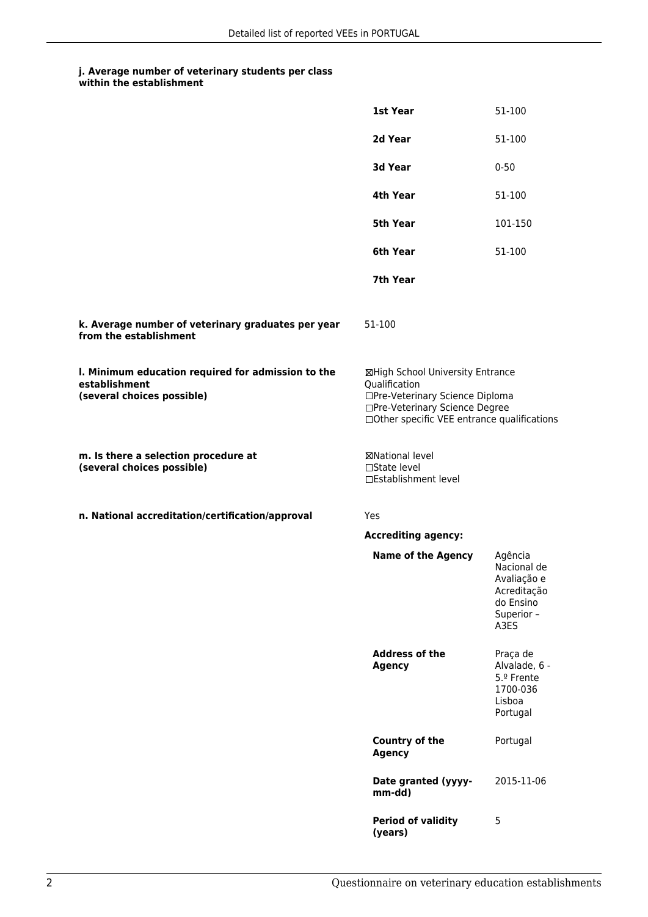**j. Average number of veterinary students per class within the establishment**

| | |
|---|---|
| **1st Year** | 51-100 |
| **2d Year** | 51-100 |
| **3d Year** | 0-50 |
| **4th Year** | 51-100 |
| **5th Year** | 101-150 |
| **6th Year** | 51-100 |
| **7th Year** | |

**k. Average number of veterinary graduates per year from the establishment**

51-100

**l. Minimum education required for admission to the establishment (several choices possible)**

☒High School University Entrance Qualification
☐Pre-Veterinary Science Diploma
☐Pre-Veterinary Science Degree
☐Other specific VEE entrance qualifications

**m. Is there a selection procedure at (several choices possible)**

☒National level
☐State level
☐Establishment level

**n. National accreditation/certification/approval**

Yes

**Accrediting agency:**

| | |
|---|---|
| **Name of the Agency** | Agência Nacional de Avaliação e Acreditação do Ensino Superior – A3ES |
| **Address of the Agency** | Praça de Alvalade, 6 - 5.º Frente 1700-036 Lisboa Portugal |
| **Country of the Agency** | Portugal |
| **Date granted (yyyy-mm-dd)** | 2015-11-06 |
| **Period of validity (years)** | 5 |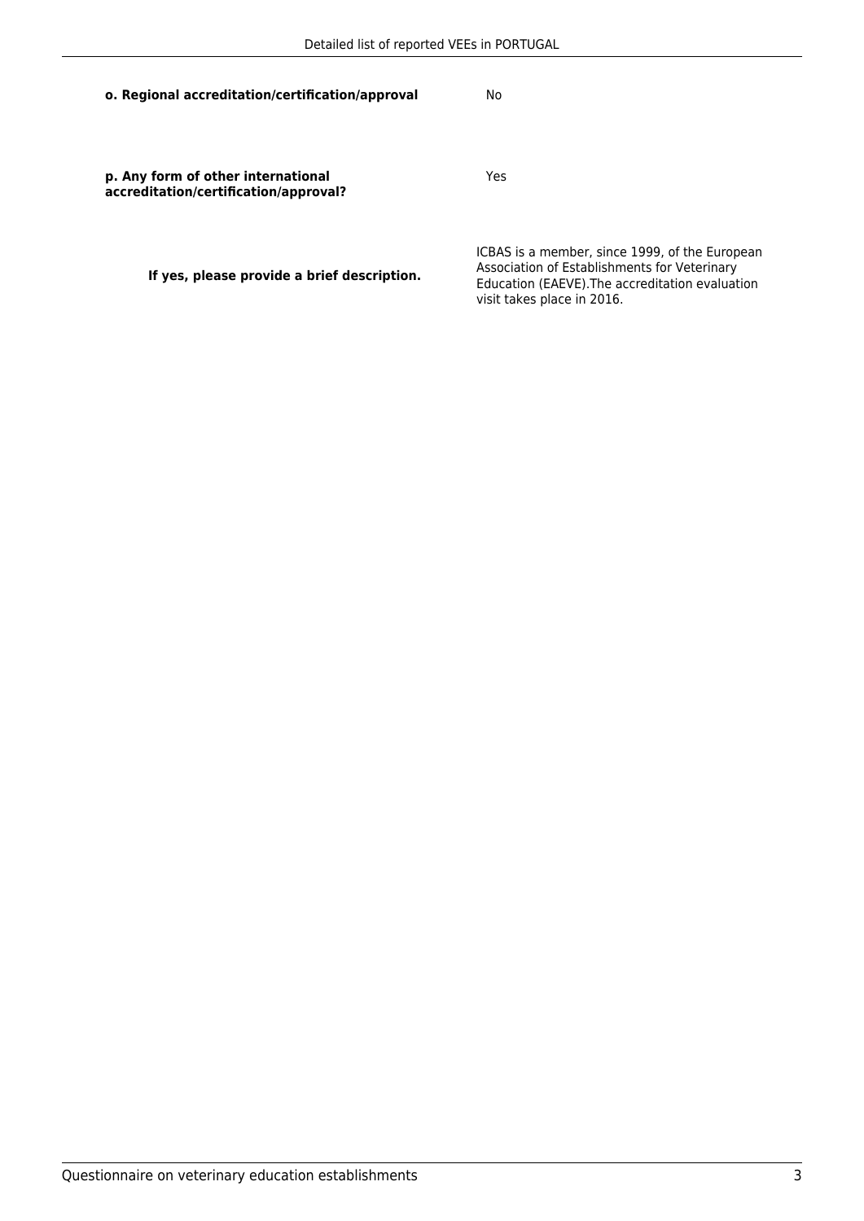**o. Regional accreditation/certification/approval**

No

**p. Any form of other international accreditation/certification/approval?**

Yes

**If yes, please provide a brief description.**

ICBAS is a member, since 1999, of the European Association of Establishments for Veterinary Education (EAEVE).The accreditation evaluation visit takes place in 2016.